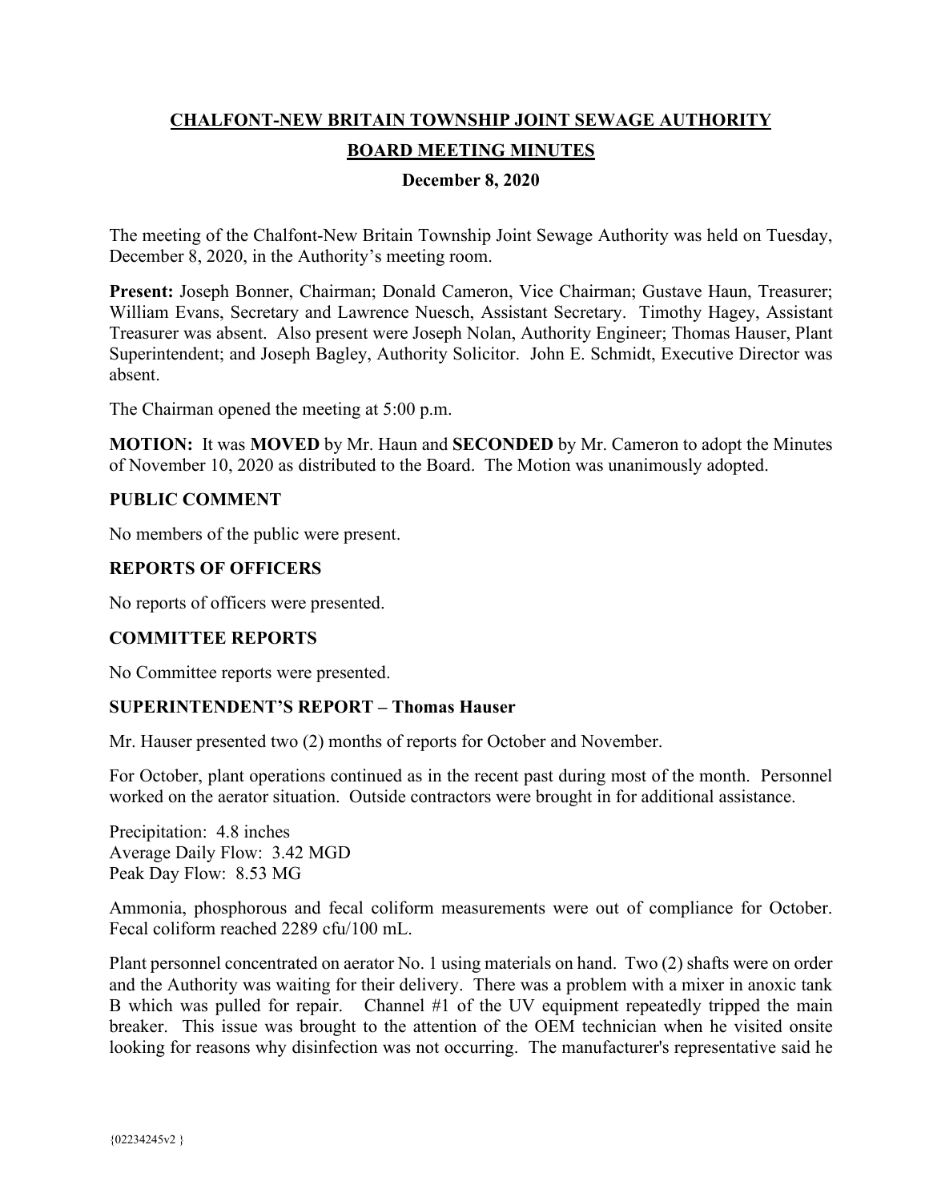# CHALFONT-NEW BRITAIN TOWNSHIP JOINT SEWAGE AUTHORITY

## BOARD MEETING MINUTES

**December 8, 2020**

The meeting of the Chalfont-New Britain Township Joint Sewage Authority was held on Tuesday, December 8, 2020, in the Authority's meeting room.

**Present:** Joseph Bonner, Chairman; Donald Cameron, Vice Chairman; Gustave Haun, Treasurer; William Evans, Secretary and Lawrence Nuesch, Assistant Secretary. Timothy Hagey, Assistant Treasurer was absent. Also present were Joseph Nolan, Authority Engineer; Thomas Hauser, Plant Superintendent; and Joseph Bagley, Authority Solicitor. John E. Schmidt, Executive Director was absent.

The Chairman opened the meeting at 5:00 p.m.

**MOTION:** It was **MOVED** by Mr. Haun and **SECONDED** by Mr. Cameron to adopt the Minutes of November 10, 2020 as distributed to the Board. The Motion was unanimously adopted.

### PUBLIC COMMENT

No members of the public were present.

### REPORTS OF OFFICERS

No reports of officers were presented.

### COMMITTEE REPORTS

No Committee reports were presented.

### SUPERINTENDENT'S REPORT – Thomas Hauser

Mr. Hauser presented two (2) months of reports for October and November.

For October, plant operations continued as in the recent past during most of the month. Personnel worked on the aerator situation. Outside contractors were brought in for additional assistance.

Precipitation: 4.8 inches
Average Daily Flow: 3.42 MGD
Peak Day Flow: 8.53 MG

Ammonia, phosphorous and fecal coliform measurements were out of compliance for October. Fecal coliform reached 2289 cfu/100 mL.

Plant personnel concentrated on aerator No. 1 using materials on hand. Two (2) shafts were on order and the Authority was waiting for their delivery. There was a problem with a mixer in anoxic tank B which was pulled for repair. Channel #1 of the UV equipment repeatedly tripped the main breaker. This issue was brought to the attention of the OEM technician when he visited onsite looking for reasons why disinfection was not occurring. The manufacturer's representative said he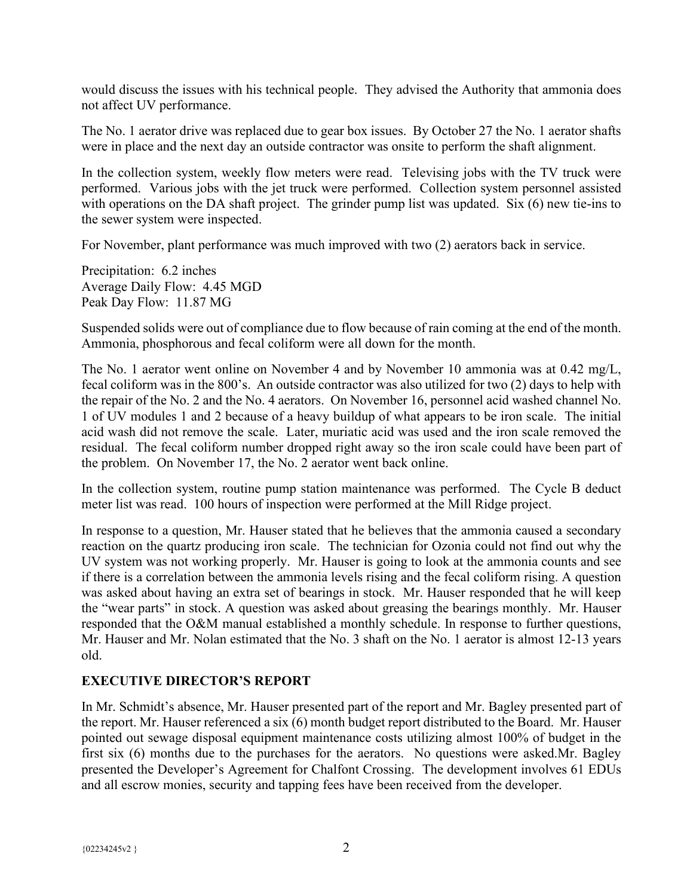would discuss the issues with his technical people. They advised the Authority that ammonia does not affect UV performance.

The No. 1 aerator drive was replaced due to gear box issues. By October 27 the No. 1 aerator shafts were in place and the next day an outside contractor was onsite to perform the shaft alignment.

In the collection system, weekly flow meters were read. Televising jobs with the TV truck were performed. Various jobs with the jet truck were performed. Collection system personnel assisted with operations on the DA shaft project. The grinder pump list was updated. Six (6) new tie-ins to the sewer system were inspected.

For November, plant performance was much improved with two (2) aerators back in service.

Precipitation: 6.2 inches
Average Daily Flow: 4.45 MGD
Peak Day Flow: 11.87 MG

Suspended solids were out of compliance due to flow because of rain coming at the end of the month. Ammonia, phosphorous and fecal coliform were all down for the month.

The No. 1 aerator went online on November 4 and by November 10 ammonia was at 0.42 mg/L, fecal coliform was in the 800's. An outside contractor was also utilized for two (2) days to help with the repair of the No. 2 and the No. 4 aerators. On November 16, personnel acid washed channel No. 1 of UV modules 1 and 2 because of a heavy buildup of what appears to be iron scale. The initial acid wash did not remove the scale. Later, muriatic acid was used and the iron scale removed the residual. The fecal coliform number dropped right away so the iron scale could have been part of the problem. On November 17, the No. 2 aerator went back online.

In the collection system, routine pump station maintenance was performed. The Cycle B deduct meter list was read. 100 hours of inspection were performed at the Mill Ridge project.

In response to a question, Mr. Hauser stated that he believes that the ammonia caused a secondary reaction on the quartz producing iron scale. The technician for Ozonia could not find out why the UV system was not working properly. Mr. Hauser is going to look at the ammonia counts and see if there is a correlation between the ammonia levels rising and the fecal coliform rising. A question was asked about having an extra set of bearings in stock. Mr. Hauser responded that he will keep the "wear parts" in stock. A question was asked about greasing the bearings monthly. Mr. Hauser responded that the O&M manual established a monthly schedule. In response to further questions, Mr. Hauser and Mr. Nolan estimated that the No. 3 shaft on the No. 1 aerator is almost 12-13 years old.

## EXECUTIVE DIRECTOR'S REPORT

In Mr. Schmidt's absence, Mr. Hauser presented part of the report and Mr. Bagley presented part of the report. Mr. Hauser referenced a six (6) month budget report distributed to the Board. Mr. Hauser pointed out sewage disposal equipment maintenance costs utilizing almost 100% of budget in the first six (6) months due to the purchases for the aerators. No questions were asked.Mr. Bagley presented the Developer's Agreement for Chalfont Crossing. The development involves 61 EDUs and all escrow monies, security and tapping fees have been received from the developer.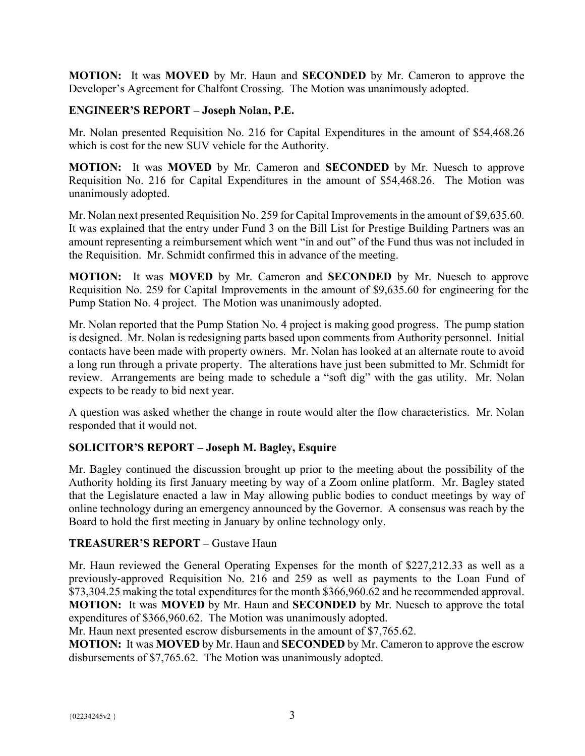**MOTION:** It was **MOVED** by Mr. Haun and **SECONDED** by Mr. Cameron to approve the Developer's Agreement for Chalfont Crossing. The Motion was unanimously adopted.

**ENGINEER'S REPORT – Joseph Nolan, P.E.**

Mr. Nolan presented Requisition No. 216 for Capital Expenditures in the amount of $54,468.26 which is cost for the new SUV vehicle for the Authority.

**MOTION:** It was **MOVED** by Mr. Cameron and **SECONDED** by Mr. Nuesch to approve Requisition No. 216 for Capital Expenditures in the amount of $54,468.26. The Motion was unanimously adopted.

Mr. Nolan next presented Requisition No. 259 for Capital Improvements in the amount of $9,635.60. It was explained that the entry under Fund 3 on the Bill List for Prestige Building Partners was an amount representing a reimbursement which went "in and out" of the Fund thus was not included in the Requisition. Mr. Schmidt confirmed this in advance of the meeting.

**MOTION:** It was **MOVED** by Mr. Cameron and **SECONDED** by Mr. Nuesch to approve Requisition No. 259 for Capital Improvements in the amount of $9,635.60 for engineering for the Pump Station No. 4 project. The Motion was unanimously adopted.

Mr. Nolan reported that the Pump Station No. 4 project is making good progress. The pump station is designed. Mr. Nolan is redesigning parts based upon comments from Authority personnel. Initial contacts have been made with property owners. Mr. Nolan has looked at an alternate route to avoid a long run through a private property. The alterations have just been submitted to Mr. Schmidt for review. Arrangements are being made to schedule a "soft dig" with the gas utility. Mr. Nolan expects to be ready to bid next year.

A question was asked whether the change in route would alter the flow characteristics. Mr. Nolan responded that it would not.

**SOLICITOR'S REPORT – Joseph M. Bagley, Esquire**

Mr. Bagley continued the discussion brought up prior to the meeting about the possibility of the Authority holding its first January meeting by way of a Zoom online platform. Mr. Bagley stated that the Legislature enacted a law in May allowing public bodies to conduct meetings by way of online technology during an emergency announced by the Governor. A consensus was reach by the Board to hold the first meeting in January by online technology only.

**TREASURER'S REPORT –** Gustave Haun

Mr. Haun reviewed the General Operating Expenses for the month of $227,212.33 as well as a previously-approved Requisition No. 216 and 259 as well as payments to the Loan Fund of $73,304.25 making the total expenditures for the month $366,960.62 and he recommended approval.

**MOTION:** It was **MOVED** by Mr. Haun and **SECONDED** by Mr. Nuesch to approve the total expenditures of $366,960.62. The Motion was unanimously adopted.

Mr. Haun next presented escrow disbursements in the amount of $7,765.62.

**MOTION:** It was **MOVED** by Mr. Haun and **SECONDED** by Mr. Cameron to approve the escrow disbursements of $7,765.62. The Motion was unanimously adopted.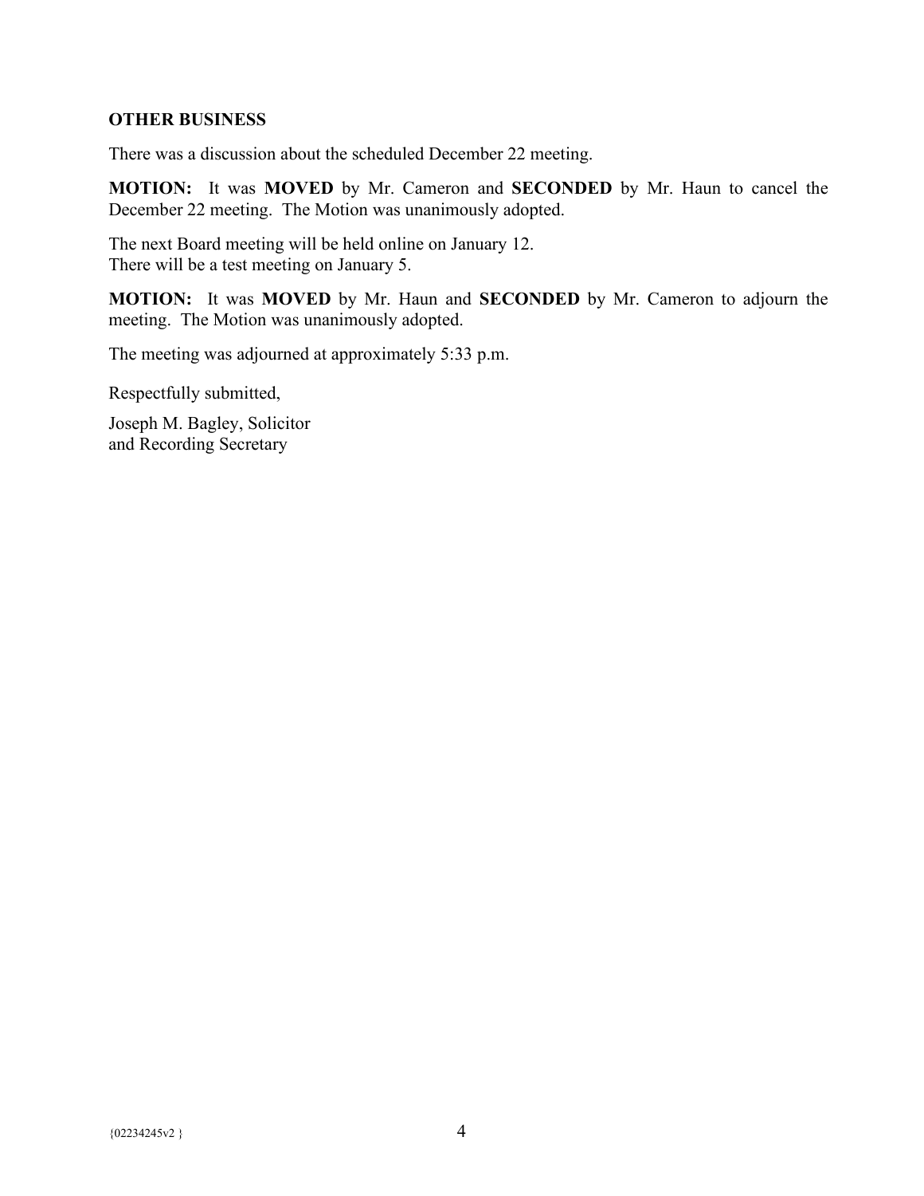**OTHER BUSINESS**

There was a discussion about the scheduled December 22 meeting.

**MOTION:** It was **MOVED** by Mr. Cameron and **SECONDED** by Mr. Haun to cancel the December 22 meeting. The Motion was unanimously adopted.

The next Board meeting will be held online on January 12.
There will be a test meeting on January 5.

**MOTION:** It was **MOVED** by Mr. Haun and **SECONDED** by Mr. Cameron to adjourn the meeting. The Motion was unanimously adopted.

The meeting was adjourned at approximately 5:33 p.m.

Respectfully submitted,

Joseph M. Bagley, Solicitor
and Recording Secretary

{02234245v2 }